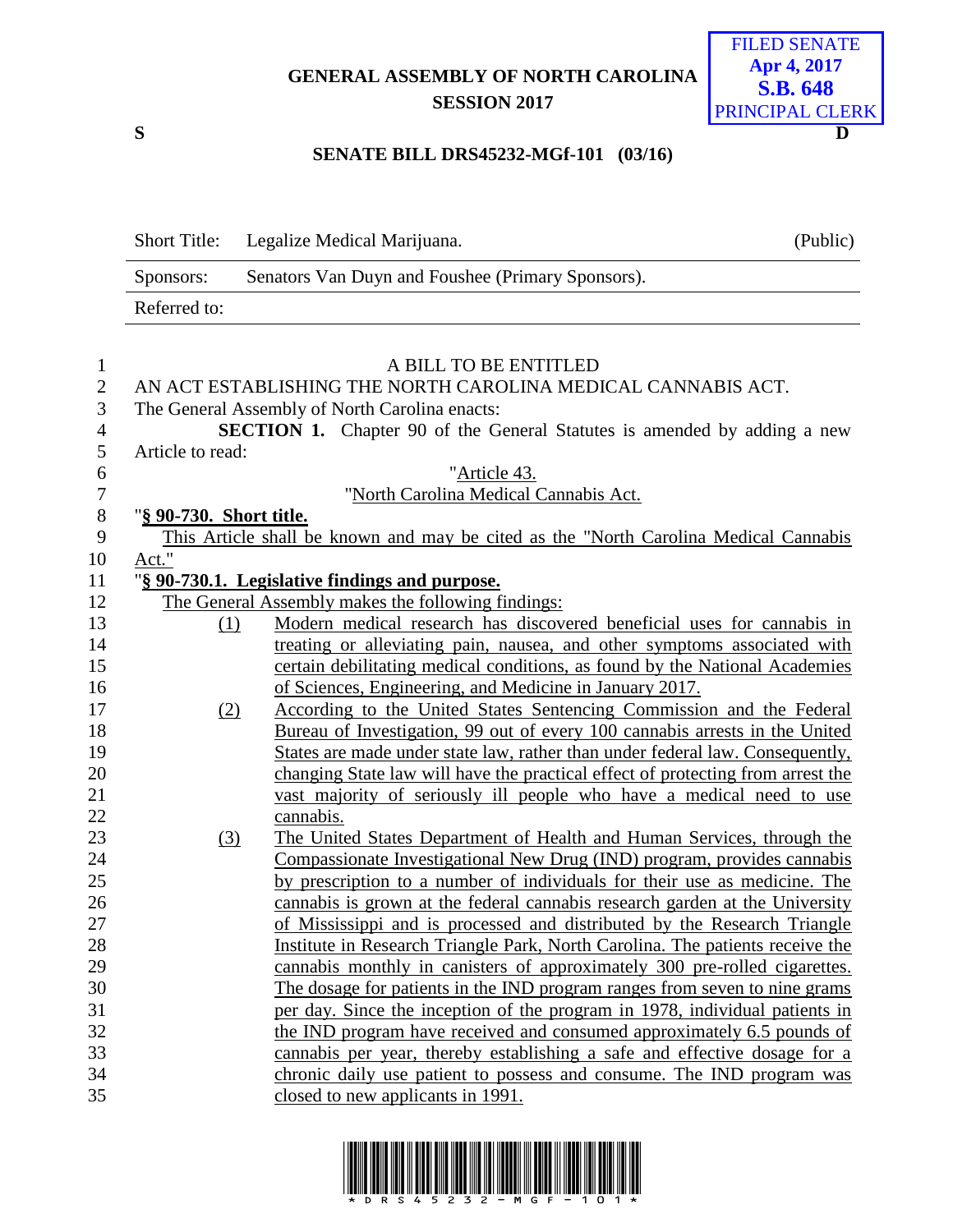GENERAL ASSEMBLY OF NORTH CAROLINA
SESSION 2017

FILED SENATE
Apr 4, 2017
S.B. 648
PRINCIPAL CLERK

S D

**SENATE BILL DRS45232-MGf-101 (03/16)**

| Short Title: | Legalize Medical Marijuana. | (Public) |
|---|---|---|
| Sponsors: | Senators Van Duyn and Foushee (Primary Sponsors). | |
| Referred to: | | |

A BILL TO BE ENTITLED

AN ACT ESTABLISHING THE NORTH CAROLINA MEDICAL CANNABIS ACT.

The General Assembly of North Carolina enacts:

**SECTION 1.** Chapter 90 of the General Statutes is amended by adding a new Article to read:

"Article 43.

"North Carolina Medical Cannabis Act.

"**§ 90-730. Short title.**

This Article shall be known and may be cited as the "North Carolina Medical Cannabis Act."

"**§ 90-730.1. Legislative findings and purpose.**

The General Assembly makes the following findings:

(1) Modern medical research has discovered beneficial uses for cannabis in treating or alleviating pain, nausea, and other symptoms associated with certain debilitating medical conditions, as found by the National Academies of Sciences, Engineering, and Medicine in January 2017.

(2) According to the United States Sentencing Commission and the Federal Bureau of Investigation, 99 out of every 100 cannabis arrests in the United States are made under state law, rather than under federal law. Consequently, changing State law will have the practical effect of protecting from arrest the vast majority of seriously ill people who have a medical need to use cannabis.

(3) The United States Department of Health and Human Services, through the Compassionate Investigational New Drug (IND) program, provides cannabis by prescription to a number of individuals for their use as medicine. The cannabis is grown at the federal cannabis research garden at the University of Mississippi and is processed and distributed by the Research Triangle Institute in Research Triangle Park, North Carolina. The patients receive the cannabis monthly in canisters of approximately 300 pre-rolled cigarettes. The dosage for patients in the IND program ranges from seven to nine grams per day. Since the inception of the program in 1978, individual patients in the IND program have received and consumed approximately 6.5 pounds of cannabis per year, thereby establishing a safe and effective dosage for a chronic daily use patient to possess and consume. The IND program was closed to new applicants in 1991.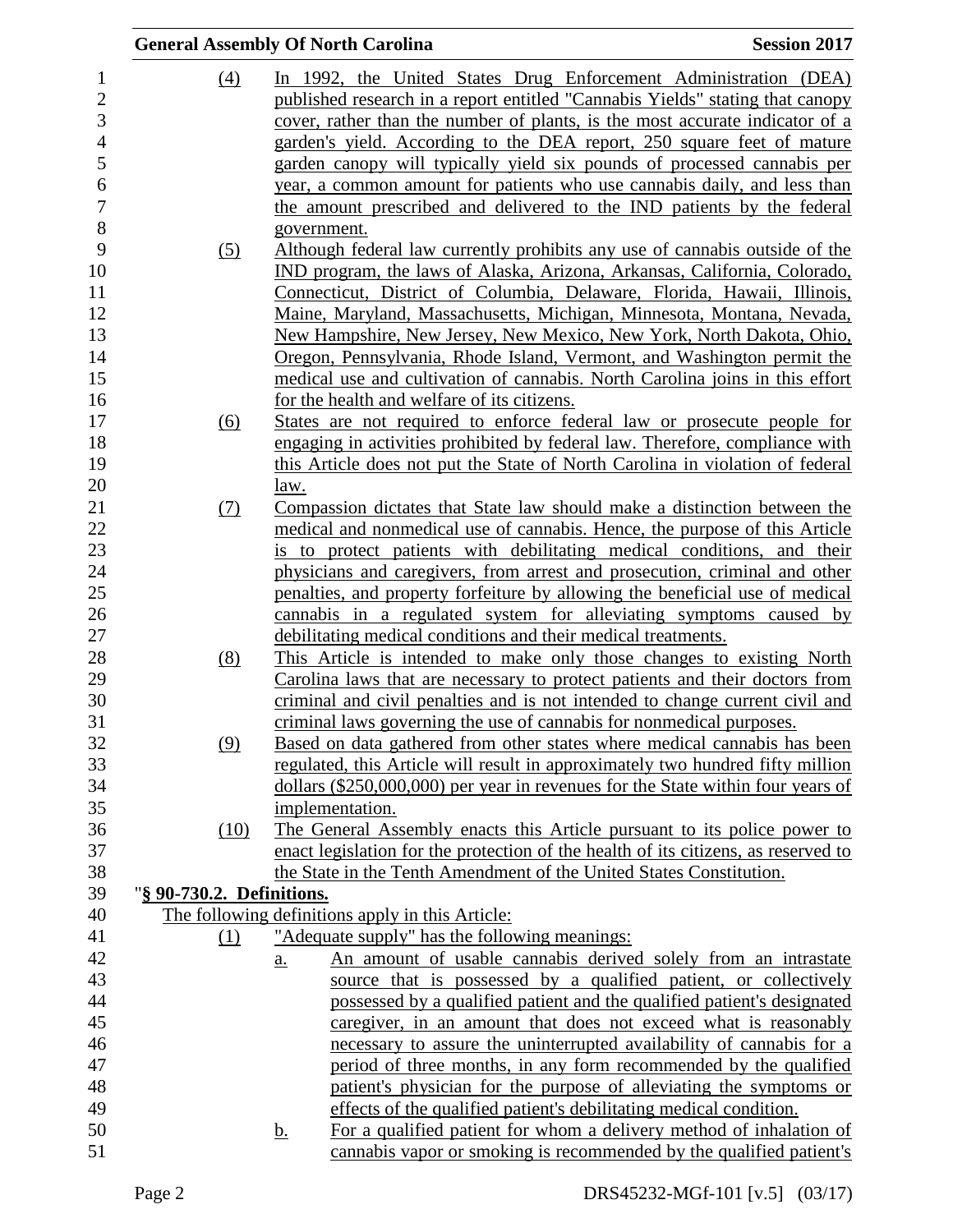(4) In 1992, the United States Drug Enforcement Administration (DEA) published research in a report entitled "Cannabis Yields" stating that canopy cover, rather than the number of plants, is the most accurate indicator of a garden's yield. According to the DEA report, 250 square feet of mature garden canopy will typically yield six pounds of processed cannabis per year, a common amount for patients who use cannabis daily, and less than the amount prescribed and delivered to the IND patients by the federal government.

(5) Although federal law currently prohibits any use of cannabis outside of the IND program, the laws of Alaska, Arizona, Arkansas, California, Colorado, Connecticut, District of Columbia, Delaware, Florida, Hawaii, Illinois, Maine, Maryland, Massachusetts, Michigan, Minnesota, Montana, Nevada, New Hampshire, New Jersey, New Mexico, New York, North Dakota, Ohio, Oregon, Pennsylvania, Rhode Island, Vermont, and Washington permit the medical use and cultivation of cannabis. North Carolina joins in this effort for the health and welfare of its citizens.

(6) States are not required to enforce federal law or prosecute people for engaging in activities prohibited by federal law. Therefore, compliance with this Article does not put the State of North Carolina in violation of federal law.

(7) Compassion dictates that State law should make a distinction between the medical and nonmedical use of cannabis. Hence, the purpose of this Article is to protect patients with debilitating medical conditions, and their physicians and caregivers, from arrest and prosecution, criminal and other penalties, and property forfeiture by allowing the beneficial use of medical cannabis in a regulated system for alleviating symptoms caused by debilitating medical conditions and their medical treatments.

(8) This Article is intended to make only those changes to existing North Carolina laws that are necessary to protect patients and their doctors from criminal and civil penalties and is not intended to change current civil and criminal laws governing the use of cannabis for nonmedical purposes.

(9) Based on data gathered from other states where medical cannabis has been regulated, this Article will result in approximately two hundred fifty million dollars ($250,000,000) per year in revenues for the State within four years of implementation.

(10) The General Assembly enacts this Article pursuant to its police power to enact legislation for the protection of the health of its citizens, as reserved to the State in the Tenth Amendment of the United States Constitution.

"**§ 90-730.2. Definitions.**

The following definitions apply in this Article:

(1) "Adequate supply" has the following meanings:

a. An amount of usable cannabis derived solely from an intrastate source that is possessed by a qualified patient, or collectively possessed by a qualified patient and the qualified patient's designated caregiver, in an amount that does not exceed what is reasonably necessary to assure the uninterrupted availability of cannabis for a period of three months, in any form recommended by the qualified patient's physician for the purpose of alleviating the symptoms or effects of the qualified patient's debilitating medical condition.

b. For a qualified patient for whom a delivery method of inhalation of cannabis vapor or smoking is recommended by the qualified patient's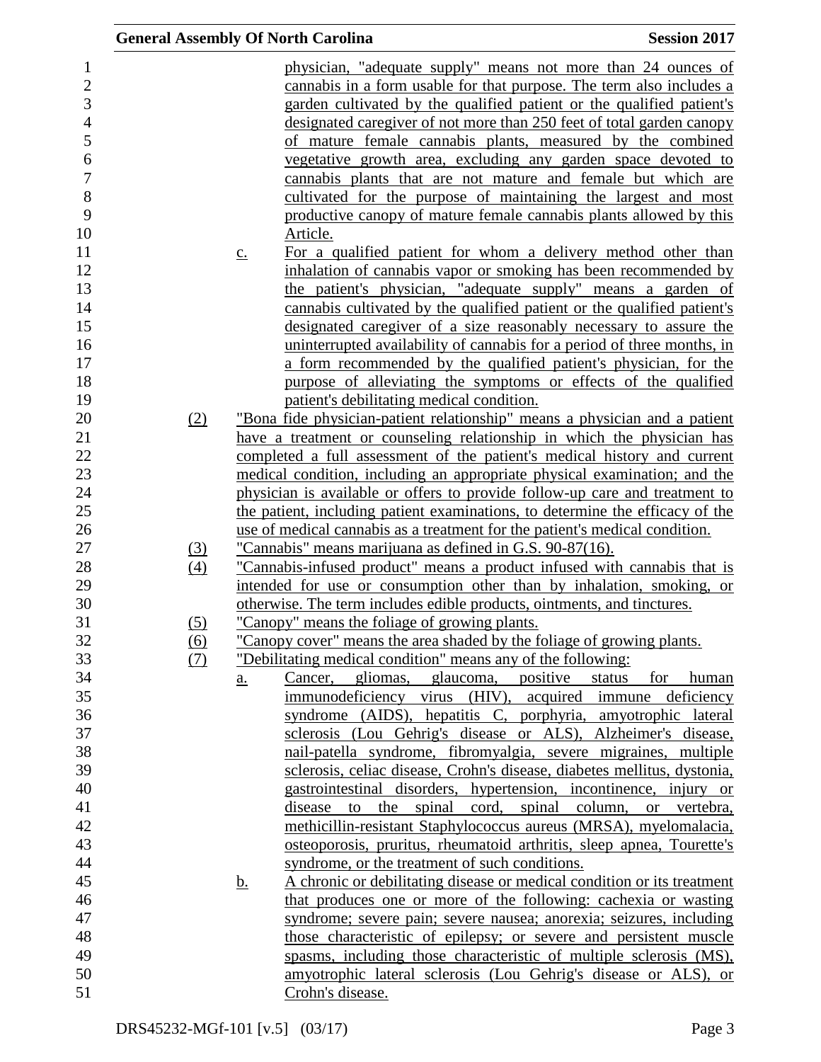physician, "adequate supply" means not more than 24 ounces of cannabis in a form usable for that purpose. The term also includes a garden cultivated by the qualified patient or the qualified patient's designated caregiver of not more than 250 feet of total garden canopy of mature female cannabis plants, measured by the combined vegetative growth area, excluding any garden space devoted to cannabis plants that are not mature and female but which are cultivated for the purpose of maintaining the largest and most productive canopy of mature female cannabis plants allowed by this Article.

c. For a qualified patient for whom a delivery method other than inhalation of cannabis vapor or smoking has been recommended by the patient's physician, "adequate supply" means a garden of cannabis cultivated by the qualified patient or the qualified patient's designated caregiver of a size reasonably necessary to assure the uninterrupted availability of cannabis for a period of three months, in a form recommended by the qualified patient's physician, for the purpose of alleviating the symptoms or effects of the qualified patient's debilitating medical condition.

(2) "Bona fide physician-patient relationship" means a physician and a patient have a treatment or counseling relationship in which the physician has completed a full assessment of the patient's medical history and current medical condition, including an appropriate physical examination; and the physician is available or offers to provide follow-up care and treatment to the patient, including patient examinations, to determine the efficacy of the use of medical cannabis as a treatment for the patient's medical condition.

(3) "Cannabis" means marijuana as defined in G.S. 90-87(16).

(4) "Cannabis-infused product" means a product infused with cannabis that is intended for use or consumption other than by inhalation, smoking, or otherwise. The term includes edible products, ointments, and tinctures.

(5) "Canopy" means the foliage of growing plants.

(6) "Canopy cover" means the area shaded by the foliage of growing plants.

(7) "Debilitating medical condition" means any of the following:

a. Cancer, gliomas, glaucoma, positive status for human immunodeficiency virus (HIV), acquired immune deficiency syndrome (AIDS), hepatitis C, porphyria, amyotrophic lateral sclerosis (Lou Gehrig's disease or ALS), Alzheimer's disease, nail-patella syndrome, fibromyalgia, severe migraines, multiple sclerosis, celiac disease, Crohn's disease, diabetes mellitus, dystonia, gastrointestinal disorders, hypertension, incontinence, injury or disease to the spinal cord, spinal column, or vertebra, methicillin-resistant Staphylococcus aureus (MRSA), myelomalacia, osteoporosis, pruritus, rheumatoid arthritis, sleep apnea, Tourette's syndrome, or the treatment of such conditions.

b. A chronic or debilitating disease or medical condition or its treatment that produces one or more of the following: cachexia or wasting syndrome; severe pain; severe nausea; anorexia; seizures, including those characteristic of epilepsy; or severe and persistent muscle spasms, including those characteristic of multiple sclerosis (MS), amyotrophic lateral sclerosis (Lou Gehrig's disease or ALS), or Crohn's disease.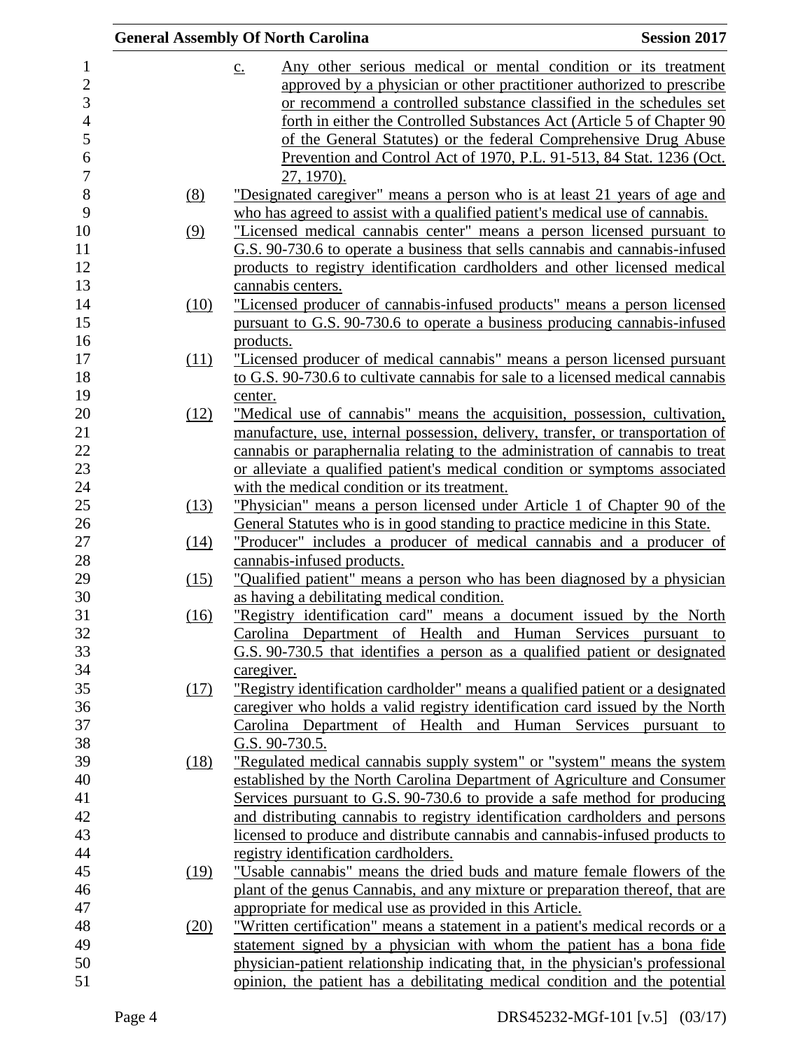c. Any other serious medical or mental condition or its treatment approved by a physician or other practitioner authorized to prescribe or recommend a controlled substance classified in the schedules set forth in either the Controlled Substances Act (Article 5 of Chapter 90 of the General Statutes) or the federal Comprehensive Drug Abuse Prevention and Control Act of 1970, P.L. 91-513, 84 Stat. 1236 (Oct. 27, 1970).

(8) "Designated caregiver" means a person who is at least 21 years of age and who has agreed to assist with a qualified patient's medical use of cannabis.

(9) "Licensed medical cannabis center" means a person licensed pursuant to G.S. 90-730.6 to operate a business that sells cannabis and cannabis-infused products to registry identification cardholders and other licensed medical cannabis centers.

(10) "Licensed producer of cannabis-infused products" means a person licensed pursuant to G.S. 90-730.6 to operate a business producing cannabis-infused products.

(11) "Licensed producer of medical cannabis" means a person licensed pursuant to G.S. 90-730.6 to cultivate cannabis for sale to a licensed medical cannabis center.

(12) "Medical use of cannabis" means the acquisition, possession, cultivation, manufacture, use, internal possession, delivery, transfer, or transportation of cannabis or paraphernalia relating to the administration of cannabis to treat or alleviate a qualified patient's medical condition or symptoms associated with the medical condition or its treatment.

(13) "Physician" means a person licensed under Article 1 of Chapter 90 of the General Statutes who is in good standing to practice medicine in this State.

(14) "Producer" includes a producer of medical cannabis and a producer of cannabis-infused products.

(15) "Qualified patient" means a person who has been diagnosed by a physician as having a debilitating medical condition.

(16) "Registry identification card" means a document issued by the North Carolina Department of Health and Human Services pursuant to G.S. 90-730.5 that identifies a person as a qualified patient or designated caregiver.

(17) "Registry identification cardholder" means a qualified patient or a designated caregiver who holds a valid registry identification card issued by the North Carolina Department of Health and Human Services pursuant to G.S. 90-730.5.

(18) "Regulated medical cannabis supply system" or "system" means the system established by the North Carolina Department of Agriculture and Consumer Services pursuant to G.S. 90-730.6 to provide a safe method for producing and distributing cannabis to registry identification cardholders and persons licensed to produce and distribute cannabis and cannabis-infused products to registry identification cardholders.

(19) "Usable cannabis" means the dried buds and mature female flowers of the plant of the genus Cannabis, and any mixture or preparation thereof, that are appropriate for medical use as provided in this Article.

(20) "Written certification" means a statement in a patient's medical records or a statement signed by a physician with whom the patient has a bona fide physician-patient relationship indicating that, in the physician's professional opinion, the patient has a debilitating medical condition and the potential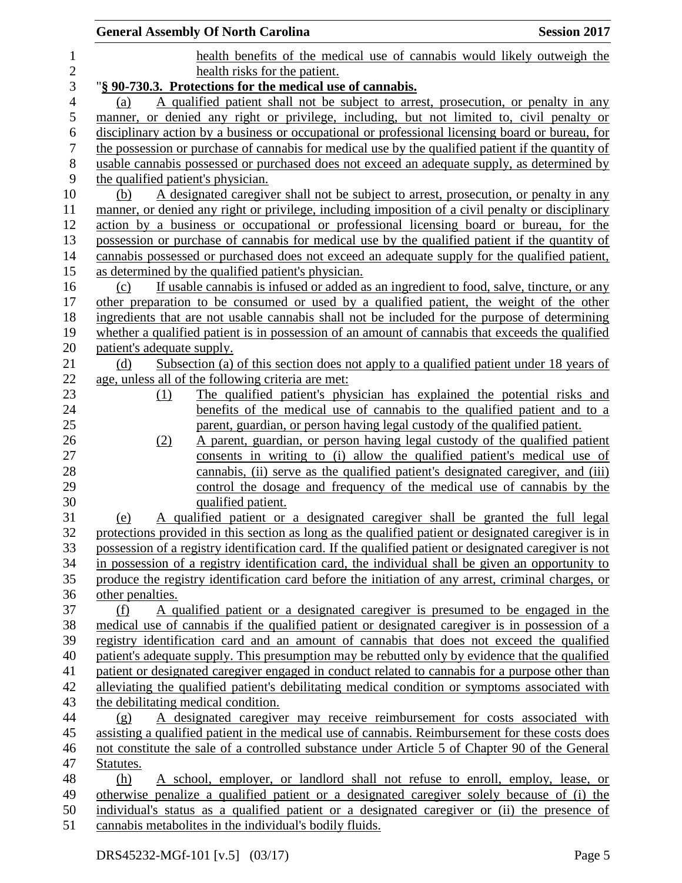health benefits of the medical use of cannabis would likely outweigh the health risks for the patient.

"**§ 90-730.3. Protections for the medical use of cannabis.**

(a) A qualified patient shall not be subject to arrest, prosecution, or penalty in any manner, or denied any right or privilege, including, but not limited to, civil penalty or disciplinary action by a business or occupational or professional licensing board or bureau, for the possession or purchase of cannabis for medical use by the qualified patient if the quantity of usable cannabis possessed or purchased does not exceed an adequate supply, as determined by the qualified patient's physician.

(b) A designated caregiver shall not be subject to arrest, prosecution, or penalty in any manner, or denied any right or privilege, including imposition of a civil penalty or disciplinary action by a business or occupational or professional licensing board or bureau, for the possession or purchase of cannabis for medical use by the qualified patient if the quantity of cannabis possessed or purchased does not exceed an adequate supply for the qualified patient, as determined by the qualified patient's physician.

(c) If usable cannabis is infused or added as an ingredient to food, salve, tincture, or any other preparation to be consumed or used by a qualified patient, the weight of the other ingredients that are not usable cannabis shall not be included for the purpose of determining whether a qualified patient is in possession of an amount of cannabis that exceeds the qualified patient's adequate supply.

(d) Subsection (a) of this section does not apply to a qualified patient under 18 years of age, unless all of the following criteria are met:

(1) The qualified patient's physician has explained the potential risks and benefits of the medical use of cannabis to the qualified patient and to a parent, guardian, or person having legal custody of the qualified patient.

(2) A parent, guardian, or person having legal custody of the qualified patient consents in writing to (i) allow the qualified patient's medical use of cannabis, (ii) serve as the qualified patient's designated caregiver, and (iii) control the dosage and frequency of the medical use of cannabis by the qualified patient.

(e) A qualified patient or a designated caregiver shall be granted the full legal protections provided in this section as long as the qualified patient or designated caregiver is in possession of a registry identification card. If the qualified patient or designated caregiver is not in possession of a registry identification card, the individual shall be given an opportunity to produce the registry identification card before the initiation of any arrest, criminal charges, or other penalties.

(f) A qualified patient or a designated caregiver is presumed to be engaged in the medical use of cannabis if the qualified patient or designated caregiver is in possession of a registry identification card and an amount of cannabis that does not exceed the qualified patient's adequate supply. This presumption may be rebutted only by evidence that the qualified patient or designated caregiver engaged in conduct related to cannabis for a purpose other than alleviating the qualified patient's debilitating medical condition or symptoms associated with the debilitating medical condition.

(g) A designated caregiver may receive reimbursement for costs associated with assisting a qualified patient in the medical use of cannabis. Reimbursement for these costs does not constitute the sale of a controlled substance under Article 5 of Chapter 90 of the General Statutes.

(h) A school, employer, or landlord shall not refuse to enroll, employ, lease, or otherwise penalize a qualified patient or a designated caregiver solely because of (i) the individual's status as a qualified patient or a designated caregiver or (ii) the presence of cannabis metabolites in the individual's bodily fluids.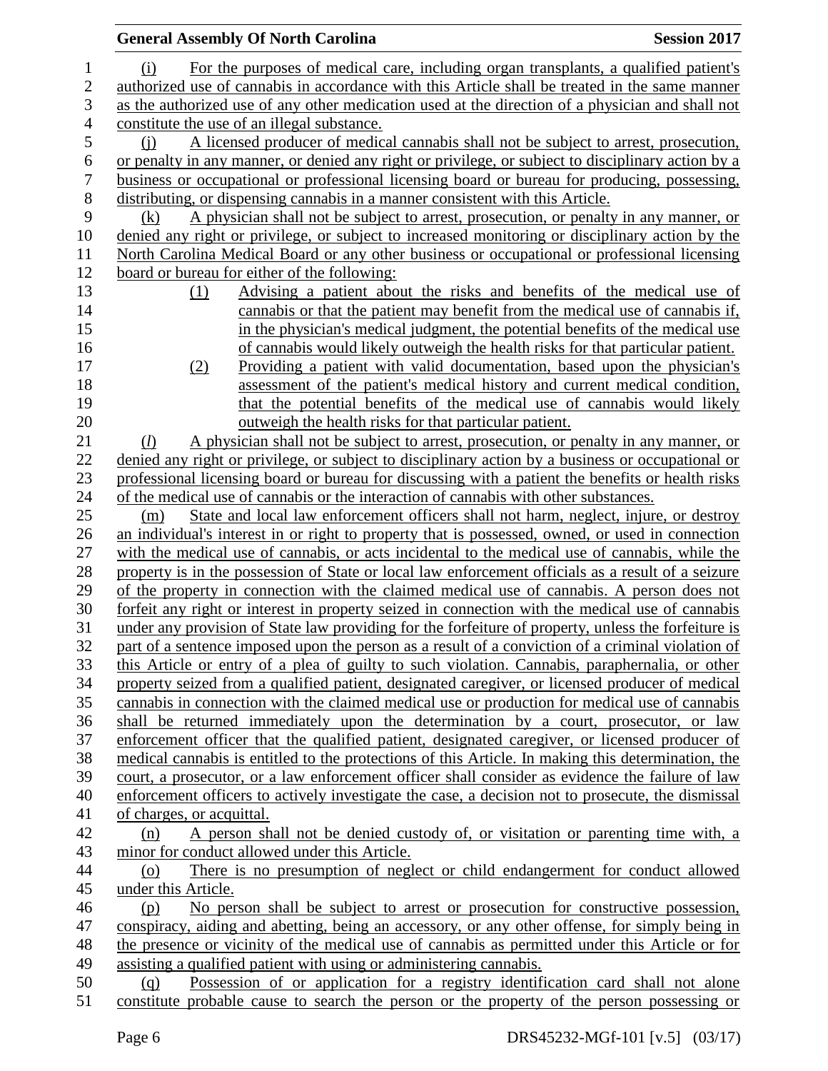(i) For the purposes of medical care, including organ transplants, a qualified patient's authorized use of cannabis in accordance with this Article shall be treated in the same manner as the authorized use of any other medication used at the direction of a physician and shall not constitute the use of an illegal substance.

(j) A licensed producer of medical cannabis shall not be subject to arrest, prosecution, or penalty in any manner, or denied any right or privilege, or subject to disciplinary action by a business or occupational or professional licensing board or bureau for producing, possessing, distributing, or dispensing cannabis in a manner consistent with this Article.

(k) A physician shall not be subject to arrest, prosecution, or penalty in any manner, or denied any right or privilege, or subject to increased monitoring or disciplinary action by the North Carolina Medical Board or any other business or occupational or professional licensing board or bureau for either of the following:

(1) Advising a patient about the risks and benefits of the medical use of cannabis or that the patient may benefit from the medical use of cannabis if, in the physician's medical judgment, the potential benefits of the medical use of cannabis would likely outweigh the health risks for that particular patient.

(2) Providing a patient with valid documentation, based upon the physician's assessment of the patient's medical history and current medical condition, that the potential benefits of the medical use of cannabis would likely outweigh the health risks for that particular patient.

(*l*) A physician shall not be subject to arrest, prosecution, or penalty in any manner, or denied any right or privilege, or subject to disciplinary action by a business or occupational or professional licensing board or bureau for discussing with a patient the benefits or health risks of the medical use of cannabis or the interaction of cannabis with other substances.

(m) State and local law enforcement officers shall not harm, neglect, injure, or destroy an individual's interest in or right to property that is possessed, owned, or used in connection with the medical use of cannabis, or acts incidental to the medical use of cannabis, while the property is in the possession of State or local law enforcement officials as a result of a seizure of the property in connection with the claimed medical use of cannabis. A person does not forfeit any right or interest in property seized in connection with the medical use of cannabis under any provision of State law providing for the forfeiture of property, unless the forfeiture is part of a sentence imposed upon the person as a result of a conviction of a criminal violation of this Article or entry of a plea of guilty to such violation. Cannabis, paraphernalia, or other property seized from a qualified patient, designated caregiver, or licensed producer of medical cannabis in connection with the claimed medical use or production for medical use of cannabis shall be returned immediately upon the determination by a court, prosecutor, or law enforcement officer that the qualified patient, designated caregiver, or licensed producer of medical cannabis is entitled to the protections of this Article. In making this determination, the court, a prosecutor, or a law enforcement officer shall consider as evidence the failure of law enforcement officers to actively investigate the case, a decision not to prosecute, the dismissal of charges, or acquittal.

(n) A person shall not be denied custody of, or visitation or parenting time with, a minor for conduct allowed under this Article.

(o) There is no presumption of neglect or child endangerment for conduct allowed under this Article.

(p) No person shall be subject to arrest or prosecution for constructive possession, conspiracy, aiding and abetting, being an accessory, or any other offense, for simply being in the presence or vicinity of the medical use of cannabis as permitted under this Article or for assisting a qualified patient with using or administering cannabis.

(q) Possession of or application for a registry identification card shall not alone constitute probable cause to search the person or the property of the person possessing or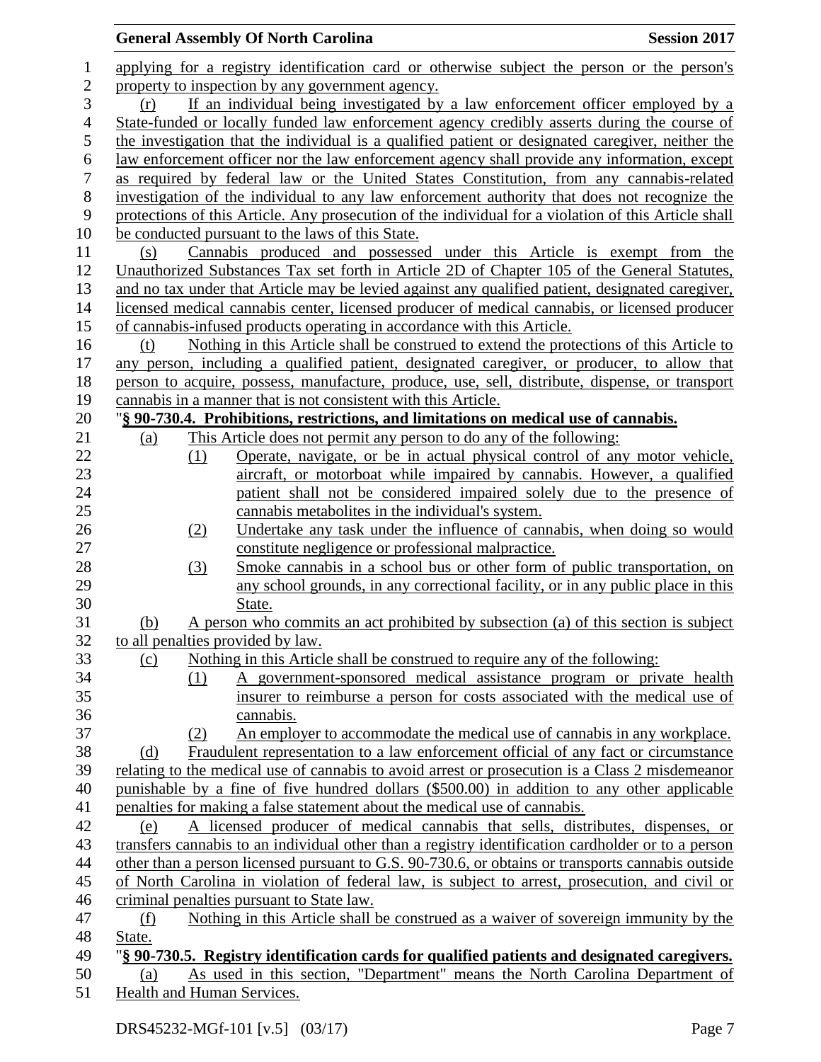applying for a registry identification card or otherwise subject the person or the person's property to inspection by any government agency.

(r) If an individual being investigated by a law enforcement officer employed by a State-funded or locally funded law enforcement agency credibly asserts during the course of the investigation that the individual is a qualified patient or designated caregiver, neither the law enforcement officer nor the law enforcement agency shall provide any information, except as required by federal law or the United States Constitution, from any cannabis-related investigation of the individual to any law enforcement authority that does not recognize the protections of this Article. Any prosecution of the individual for a violation of this Article shall be conducted pursuant to the laws of this State.

(s) Cannabis produced and possessed under this Article is exempt from the Unauthorized Substances Tax set forth in Article 2D of Chapter 105 of the General Statutes, and no tax under that Article may be levied against any qualified patient, designated caregiver, licensed medical cannabis center, licensed producer of medical cannabis, or licensed producer of cannabis-infused products operating in accordance with this Article.

(t) Nothing in this Article shall be construed to extend the protections of this Article to any person, including a qualified patient, designated caregiver, or producer, to allow that person to acquire, possess, manufacture, produce, use, sell, distribute, dispense, or transport cannabis in a manner that is not consistent with this Article.

"**§ 90-730.4. Prohibitions, restrictions, and limitations on medical use of cannabis.**

(a) This Article does not permit any person to do any of the following:

(1) Operate, navigate, or be in actual physical control of any motor vehicle, aircraft, or motorboat while impaired by cannabis. However, a qualified patient shall not be considered impaired solely due to the presence of cannabis metabolites in the individual's system.

(2) Undertake any task under the influence of cannabis, when doing so would constitute negligence or professional malpractice.

(3) Smoke cannabis in a school bus or other form of public transportation, on any school grounds, in any correctional facility, or in any public place in this State.

(b) A person who commits an act prohibited by subsection (a) of this section is subject to all penalties provided by law.

(c) Nothing in this Article shall be construed to require any of the following:

(1) A government-sponsored medical assistance program or private health insurer to reimburse a person for costs associated with the medical use of cannabis.

(2) An employer to accommodate the medical use of cannabis in any workplace.

(d) Fraudulent representation to a law enforcement official of any fact or circumstance relating to the medical use of cannabis to avoid arrest or prosecution is a Class 2 misdemeanor punishable by a fine of five hundred dollars ($500.00) in addition to any other applicable penalties for making a false statement about the medical use of cannabis.

(e) A licensed producer of medical cannabis that sells, distributes, dispenses, or transfers cannabis to an individual other than a registry identification cardholder or to a person other than a person licensed pursuant to G.S. 90-730.6, or obtains or transports cannabis outside of North Carolina in violation of federal law, is subject to arrest, prosecution, and civil or criminal penalties pursuant to State law.

(f) Nothing in this Article shall be construed as a waiver of sovereign immunity by the State.

"**§ 90-730.5. Registry identification cards for qualified patients and designated caregivers.**

(a) As used in this section, "Department" means the North Carolina Department of Health and Human Services.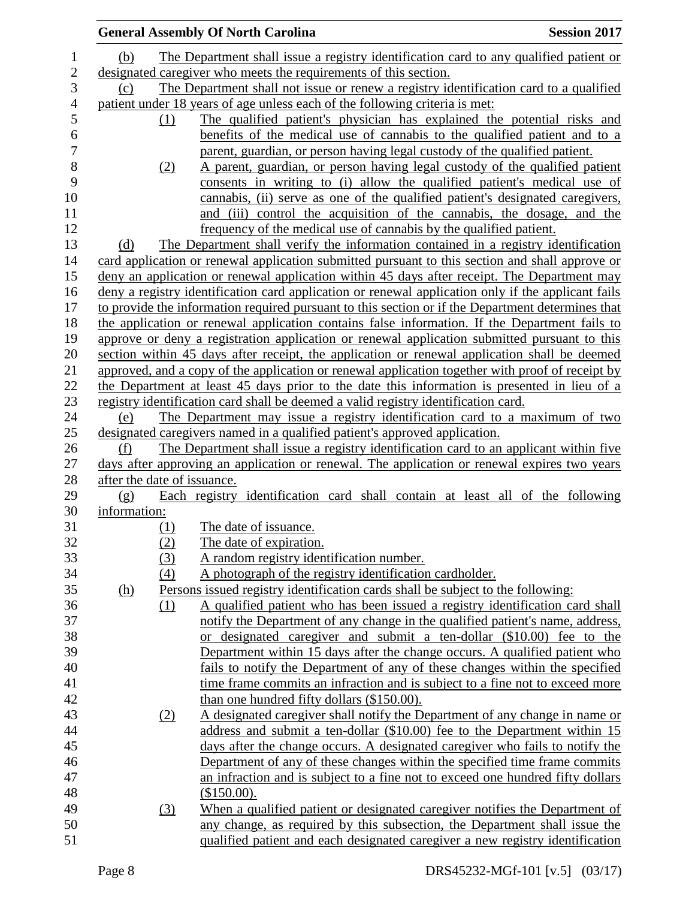(b) The Department shall issue a registry identification card to any qualified patient or designated caregiver who meets the requirements of this section.

(c) The Department shall not issue or renew a registry identification card to a qualified patient under 18 years of age unless each of the following criteria is met:

(1) The qualified patient's physician has explained the potential risks and benefits of the medical use of cannabis to the qualified patient and to a parent, guardian, or person having legal custody of the qualified patient.

(2) A parent, guardian, or person having legal custody of the qualified patient consents in writing to (i) allow the qualified patient's medical use of cannabis, (ii) serve as one of the qualified patient's designated caregivers, and (iii) control the acquisition of the cannabis, the dosage, and the frequency of the medical use of cannabis by the qualified patient.

(d) The Department shall verify the information contained in a registry identification card application or renewal application submitted pursuant to this section and shall approve or deny an application or renewal application within 45 days after receipt. The Department may deny a registry identification card application or renewal application only if the applicant fails to provide the information required pursuant to this section or if the Department determines that the application or renewal application contains false information. If the Department fails to approve or deny a registration application or renewal application submitted pursuant to this section within 45 days after receipt, the application or renewal application shall be deemed approved, and a copy of the application or renewal application together with proof of receipt by the Department at least 45 days prior to the date this information is presented in lieu of a registry identification card shall be deemed a valid registry identification card.

(e) The Department may issue a registry identification card to a maximum of two designated caregivers named in a qualified patient's approved application.

(f) The Department shall issue a registry identification card to an applicant within five days after approving an application or renewal. The application or renewal expires two years after the date of issuance.

(g) Each registry identification card shall contain at least all of the following information:

(1) The date of issuance.

(2) The date of expiration.

(3) A random registry identification number.

(4) A photograph of the registry identification cardholder.

(h) Persons issued registry identification cards shall be subject to the following:

(1) A qualified patient who has been issued a registry identification card shall notify the Department of any change in the qualified patient's name, address, or designated caregiver and submit a ten-dollar ($10.00) fee to the Department within 15 days after the change occurs. A qualified patient who fails to notify the Department of any of these changes within the specified time frame commits an infraction and is subject to a fine not to exceed more than one hundred fifty dollars ($150.00).

(2) A designated caregiver shall notify the Department of any change in name or address and submit a ten-dollar ($10.00) fee to the Department within 15 days after the change occurs. A designated caregiver who fails to notify the Department of any of these changes within the specified time frame commits an infraction and is subject to a fine not to exceed one hundred fifty dollars ($150.00).

(3) When a qualified patient or designated caregiver notifies the Department of any change, as required by this subsection, the Department shall issue the qualified patient and each designated caregiver a new registry identification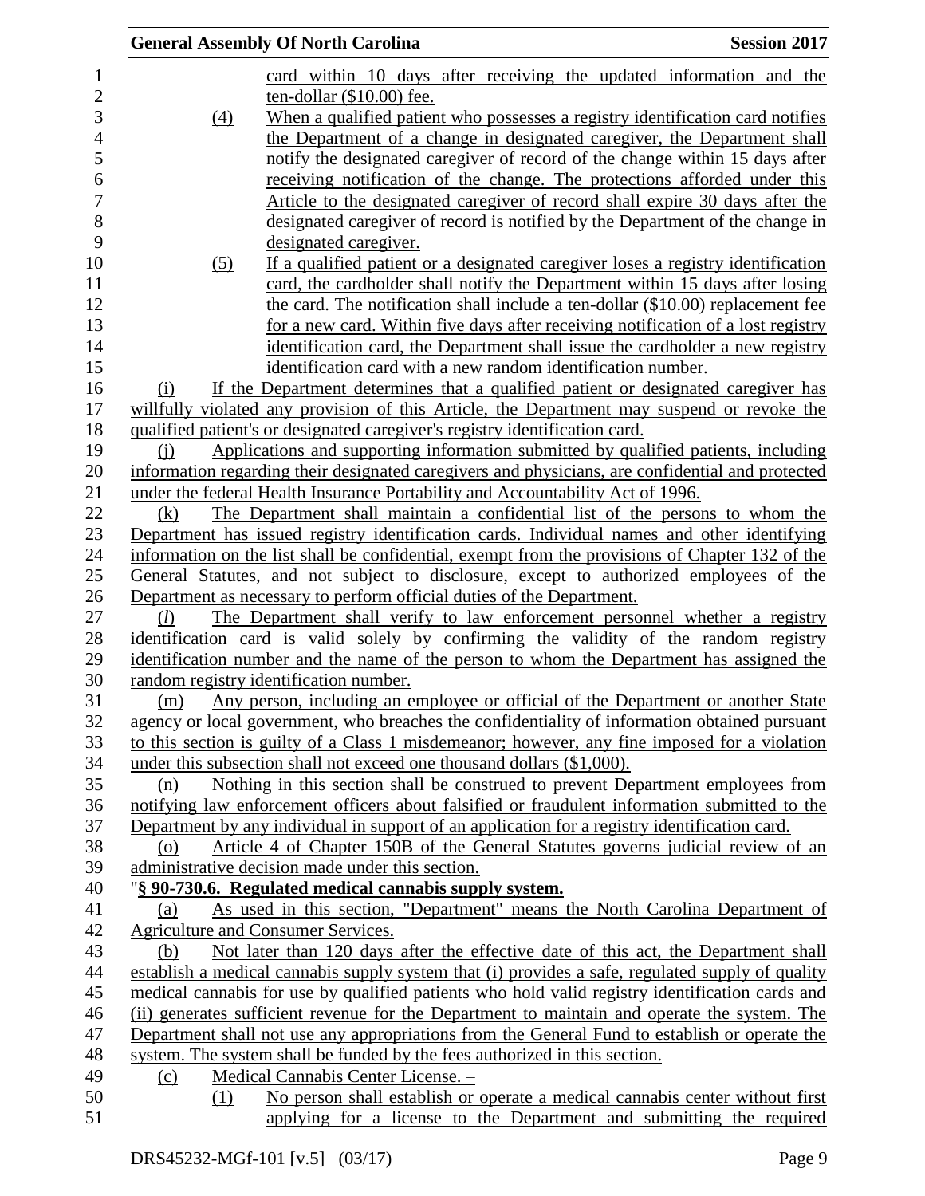card within 10 days after receiving the updated information and the ten-dollar ($10.00) fee.

(4) When a qualified patient who possesses a registry identification card notifies the Department of a change in designated caregiver, the Department shall notify the designated caregiver of record of the change within 15 days after receiving notification of the change. The protections afforded under this Article to the designated caregiver of record shall expire 30 days after the designated caregiver of record is notified by the Department of the change in designated caregiver.

(5) If a qualified patient or a designated caregiver loses a registry identification card, the cardholder shall notify the Department within 15 days after losing the card. The notification shall include a ten-dollar ($10.00) replacement fee for a new card. Within five days after receiving notification of a lost registry identification card, the Department shall issue the cardholder a new registry identification card with a new random identification number.

(i) If the Department determines that a qualified patient or designated caregiver has willfully violated any provision of this Article, the Department may suspend or revoke the qualified patient's or designated caregiver's registry identification card.

(j) Applications and supporting information submitted by qualified patients, including information regarding their designated caregivers and physicians, are confidential and protected under the federal Health Insurance Portability and Accountability Act of 1996.

(k) The Department shall maintain a confidential list of the persons to whom the Department has issued registry identification cards. Individual names and other identifying information on the list shall be confidential, exempt from the provisions of Chapter 132 of the General Statutes, and not subject to disclosure, except to authorized employees of the Department as necessary to perform official duties of the Department.

(*l*) The Department shall verify to law enforcement personnel whether a registry identification card is valid solely by confirming the validity of the random registry identification number and the name of the person to whom the Department has assigned the random registry identification number.

(m) Any person, including an employee or official of the Department or another State agency or local government, who breaches the confidentiality of information obtained pursuant to this section is guilty of a Class 1 misdemeanor; however, any fine imposed for a violation under this subsection shall not exceed one thousand dollars ($1,000).

(n) Nothing in this section shall be construed to prevent Department employees from notifying law enforcement officers about falsified or fraudulent information submitted to the Department by any individual in support of an application for a registry identification card.

(o) Article 4 of Chapter 150B of the General Statutes governs judicial review of an administrative decision made under this section.

"**§ 90-730.6. Regulated medical cannabis supply system.**

(a) As used in this section, "Department" means the North Carolina Department of Agriculture and Consumer Services.

(b) Not later than 120 days after the effective date of this act, the Department shall establish a medical cannabis supply system that (i) provides a safe, regulated supply of quality medical cannabis for use by qualified patients who hold valid registry identification cards and (ii) generates sufficient revenue for the Department to maintain and operate the system. The Department shall not use any appropriations from the General Fund to establish or operate the system. The system shall be funded by the fees authorized in this section.

(c) Medical Cannabis Center License. –

(1) No person shall establish or operate a medical cannabis center without first applying for a license to the Department and submitting the required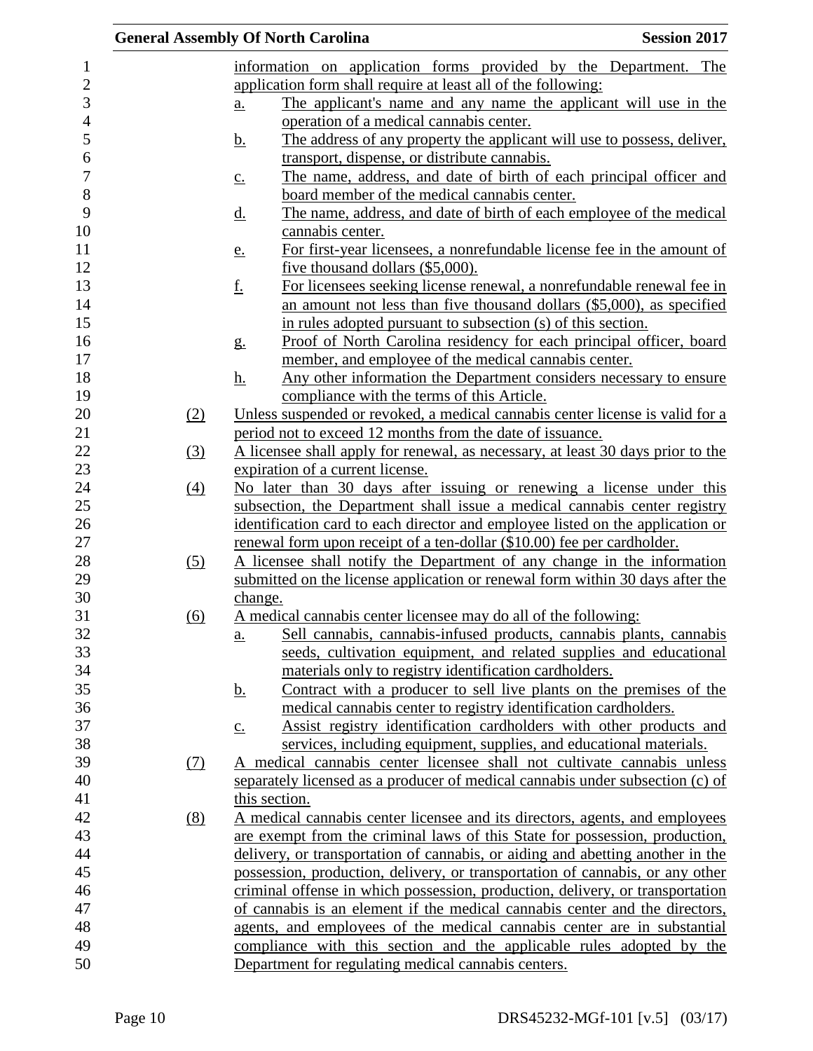information on application forms provided by the Department. The application form shall require at least all of the following:

a. The applicant's name and any name the applicant will use in the operation of a medical cannabis center.
b. The address of any property the applicant will use to possess, deliver, transport, dispense, or distribute cannabis.
c. The name, address, and date of birth of each principal officer and board member of the medical cannabis center.
d. The name, address, and date of birth of each employee of the medical cannabis center.
e. For first-year licensees, a nonrefundable license fee in the amount of five thousand dollars ($5,000).
f. For licensees seeking license renewal, a nonrefundable renewal fee in an amount not less than five thousand dollars ($5,000), as specified in rules adopted pursuant to subsection (s) of this section.
g. Proof of North Carolina residency for each principal officer, board member, and employee of the medical cannabis center.
h. Any other information the Department considers necessary to ensure compliance with the terms of this Article.

(2) Unless suspended or revoked, a medical cannabis center license is valid for a period not to exceed 12 months from the date of issuance.

(3) A licensee shall apply for renewal, as necessary, at least 30 days prior to the expiration of a current license.

(4) No later than 30 days after issuing or renewing a license under this subsection, the Department shall issue a medical cannabis center registry identification card to each director and employee listed on the application or renewal form upon receipt of a ten-dollar ($10.00) fee per cardholder.

(5) A licensee shall notify the Department of any change in the information submitted on the license application or renewal form within 30 days after the change.

(6) A medical cannabis center licensee may do all of the following:

a. Sell cannabis, cannabis-infused products, cannabis plants, cannabis seeds, cultivation equipment, and related supplies and educational materials only to registry identification cardholders.
b. Contract with a producer to sell live plants on the premises of the medical cannabis center to registry identification cardholders.
c. Assist registry identification cardholders with other products and services, including equipment, supplies, and educational materials.

(7) A medical cannabis center licensee shall not cultivate cannabis unless separately licensed as a producer of medical cannabis under subsection (c) of this section.

(8) A medical cannabis center licensee and its directors, agents, and employees are exempt from the criminal laws of this State for possession, production, delivery, or transportation of cannabis, or aiding and abetting another in the possession, production, delivery, or transportation of cannabis, or any other criminal offense in which possession, production, delivery, or transportation of cannabis is an element if the medical cannabis center and the directors, agents, and employees of the medical cannabis center are in substantial compliance with this section and the applicable rules adopted by the Department for regulating medical cannabis centers.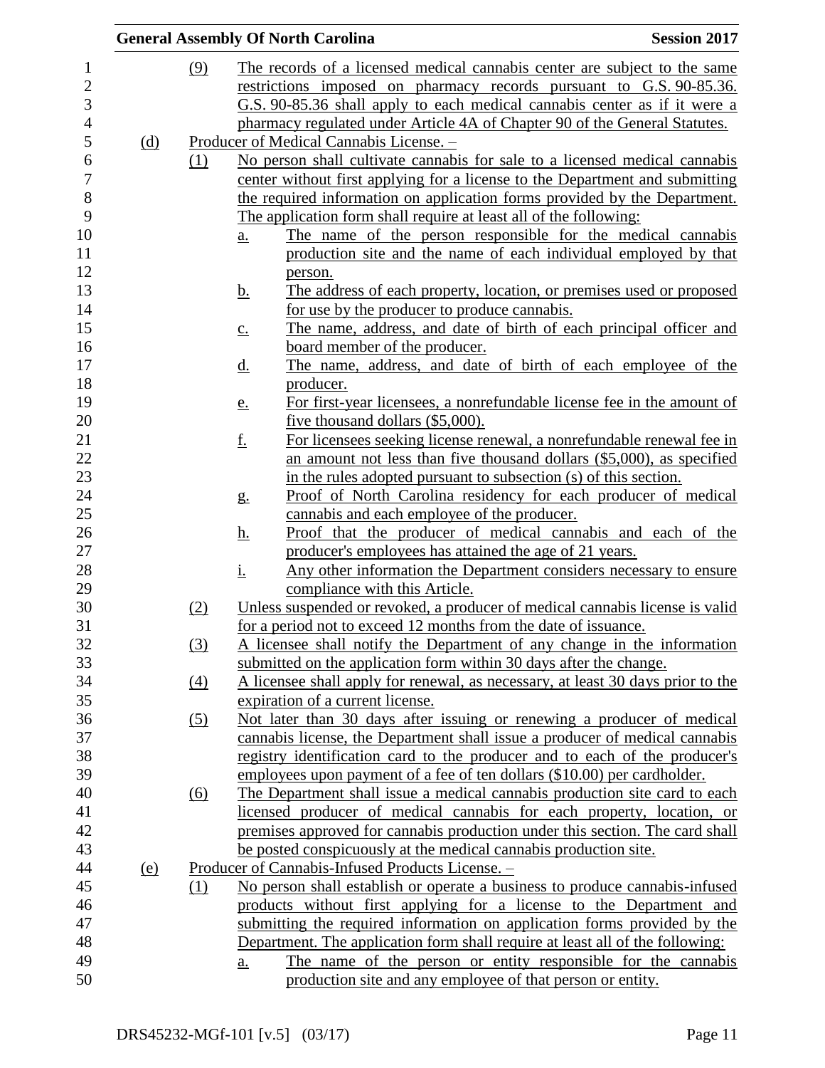(9) The records of a licensed medical cannabis center are subject to the same restrictions imposed on pharmacy records pursuant to G.S. 90-85.36. G.S. 90-85.36 shall apply to each medical cannabis center as if it were a pharmacy regulated under Article 4A of Chapter 90 of the General Statutes.

(d) Producer of Medical Cannabis License. –

(1) No person shall cultivate cannabis for sale to a licensed medical cannabis center without first applying for a license to the Department and submitting the required information on application forms provided by the Department. The application form shall require at least all of the following:

a. The name of the person responsible for the medical cannabis production site and the name of each individual employed by that person.

b. The address of each property, location, or premises used or proposed for use by the producer to produce cannabis.

c. The name, address, and date of birth of each principal officer and board member of the producer.

d. The name, address, and date of birth of each employee of the producer.

e. For first-year licensees, a nonrefundable license fee in the amount of five thousand dollars ($5,000).

f. For licensees seeking license renewal, a nonrefundable renewal fee in an amount not less than five thousand dollars ($5,000), as specified in the rules adopted pursuant to subsection (s) of this section.

g. Proof of North Carolina residency for each producer of medical cannabis and each employee of the producer.

h. Proof that the producer of medical cannabis and each of the producer's employees has attained the age of 21 years.

i. Any other information the Department considers necessary to ensure compliance with this Article.

(2) Unless suspended or revoked, a producer of medical cannabis license is valid for a period not to exceed 12 months from the date of issuance.

(3) A licensee shall notify the Department of any change in the information submitted on the application form within 30 days after the change.

(4) A licensee shall apply for renewal, as necessary, at least 30 days prior to the expiration of a current license.

(5) Not later than 30 days after issuing or renewing a producer of medical cannabis license, the Department shall issue a producer of medical cannabis registry identification card to the producer and to each of the producer's employees upon payment of a fee of ten dollars ($10.00) per cardholder.

(6) The Department shall issue a medical cannabis production site card to each licensed producer of medical cannabis for each property, location, or premises approved for cannabis production under this section. The card shall be posted conspicuously at the medical cannabis production site.

(e) Producer of Cannabis-Infused Products License. –

(1) No person shall establish or operate a business to produce cannabis-infused products without first applying for a license to the Department and submitting the required information on application forms provided by the Department. The application form shall require at least all of the following:

a. The name of the person or entity responsible for the cannabis production site and any employee of that person or entity.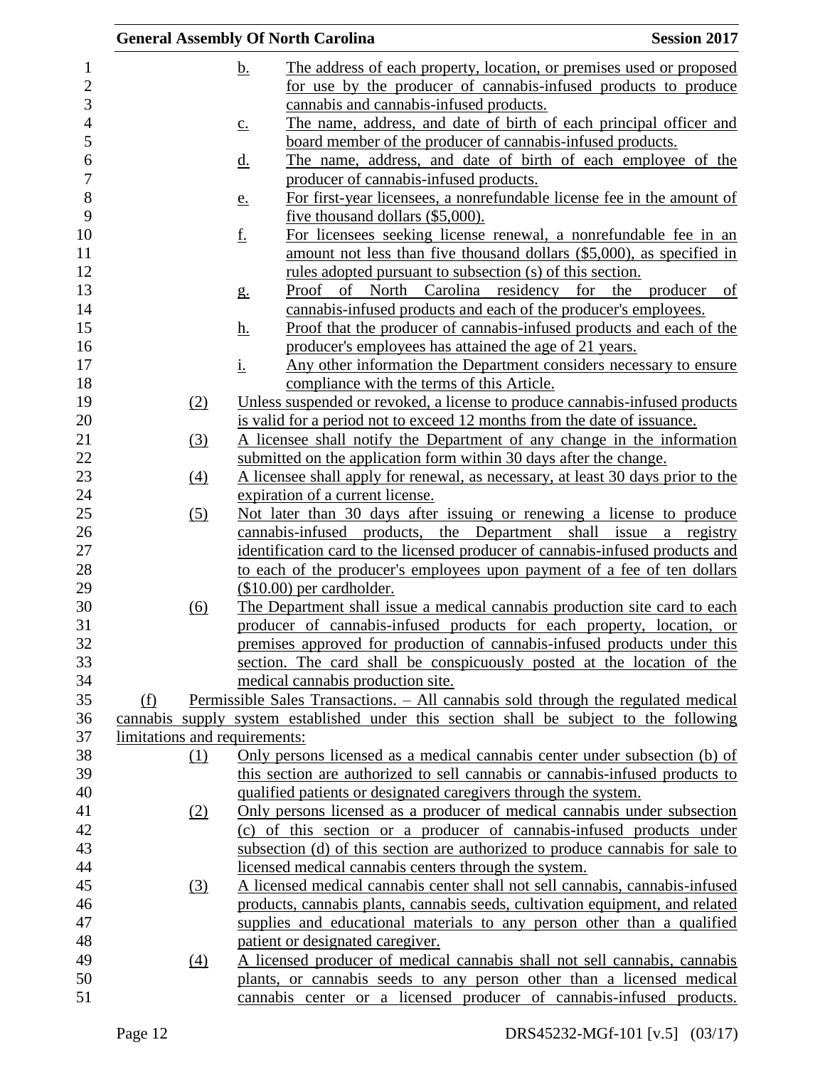b. The address of each property, location, or premises used or proposed for use by the producer of cannabis-infused products to produce cannabis and cannabis-infused products.

c. The name, address, and date of birth of each principal officer and board member of the producer of cannabis-infused products.

d. The name, address, and date of birth of each employee of the producer of cannabis-infused products.

e. For first-year licensees, a nonrefundable license fee in the amount of five thousand dollars ($5,000).

f. For licensees seeking license renewal, a nonrefundable fee in an amount not less than five thousand dollars ($5,000), as specified in rules adopted pursuant to subsection (s) of this section.

g. Proof of North Carolina residency for the producer of cannabis-infused products and each of the producer's employees.

h. Proof that the producer of cannabis-infused products and each of the producer's employees has attained the age of 21 years.

i. Any other information the Department considers necessary to ensure compliance with the terms of this Article.

(2) Unless suspended or revoked, a license to produce cannabis-infused products is valid for a period not to exceed 12 months from the date of issuance.

(3) A licensee shall notify the Department of any change in the information submitted on the application form within 30 days after the change.

(4) A licensee shall apply for renewal, as necessary, at least 30 days prior to the expiration of a current license.

(5) Not later than 30 days after issuing or renewing a license to produce cannabis-infused products, the Department shall issue a registry identification card to the licensed producer of cannabis-infused products and to each of the producer's employees upon payment of a fee of ten dollars ($10.00) per cardholder.

(6) The Department shall issue a medical cannabis production site card to each producer of cannabis-infused products for each property, location, or premises approved for production of cannabis-infused products under this section. The card shall be conspicuously posted at the location of the medical cannabis production site.

(f) Permissible Sales Transactions. – All cannabis sold through the regulated medical cannabis supply system established under this section shall be subject to the following limitations and requirements:

(1) Only persons licensed as a medical cannabis center under subsection (b) of this section are authorized to sell cannabis or cannabis-infused products to qualified patients or designated caregivers through the system.

(2) Only persons licensed as a producer of medical cannabis under subsection (c) of this section or a producer of cannabis-infused products under subsection (d) of this section are authorized to produce cannabis for sale to licensed medical cannabis centers through the system.

(3) A licensed medical cannabis center shall not sell cannabis, cannabis-infused products, cannabis plants, cannabis seeds, cultivation equipment, and related supplies and educational materials to any person other than a qualified patient or designated caregiver.

(4) A licensed producer of medical cannabis shall not sell cannabis, cannabis plants, or cannabis seeds to any person other than a licensed medical cannabis center or a licensed producer of cannabis-infused products.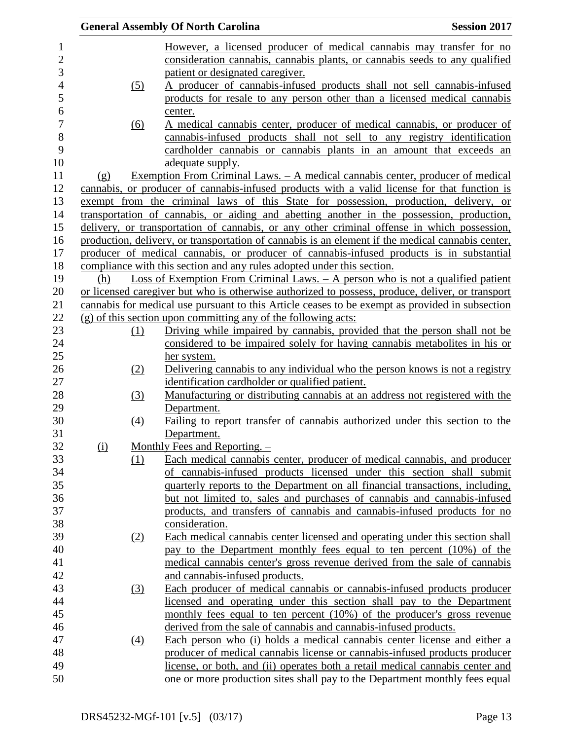However, a licensed producer of medical cannabis may transfer for no consideration cannabis, cannabis plants, or cannabis seeds to any qualified patient or designated caregiver.

(5) A producer of cannabis-infused products shall not sell cannabis-infused products for resale to any person other than a licensed medical cannabis center.

(6) A medical cannabis center, producer of medical cannabis, or producer of cannabis-infused products shall not sell to any registry identification cardholder cannabis or cannabis plants in an amount that exceeds an adequate supply.

(g) Exemption From Criminal Laws. – A medical cannabis center, producer of medical cannabis, or producer of cannabis-infused products with a valid license for that function is exempt from the criminal laws of this State for possession, production, delivery, or transportation of cannabis, or aiding and abetting another in the possession, production, delivery, or transportation of cannabis, or any other criminal offense in which possession, production, delivery, or transportation of cannabis is an element if the medical cannabis center, producer of medical cannabis, or producer of cannabis-infused products is in substantial compliance with this section and any rules adopted under this section.

(h) Loss of Exemption From Criminal Laws. – A person who is not a qualified patient or licensed caregiver but who is otherwise authorized to possess, produce, deliver, or transport cannabis for medical use pursuant to this Article ceases to be exempt as provided in subsection (g) of this section upon committing any of the following acts:

(1) Driving while impaired by cannabis, provided that the person shall not be considered to be impaired solely for having cannabis metabolites in his or her system.

(2) Delivering cannabis to any individual who the person knows is not a registry identification cardholder or qualified patient.

(3) Manufacturing or distributing cannabis at an address not registered with the Department.

(4) Failing to report transfer of cannabis authorized under this section to the Department.

(i) Monthly Fees and Reporting. –

(1) Each medical cannabis center, producer of medical cannabis, and producer of cannabis-infused products licensed under this section shall submit quarterly reports to the Department on all financial transactions, including, but not limited to, sales and purchases of cannabis and cannabis-infused products, and transfers of cannabis and cannabis-infused products for no consideration.

(2) Each medical cannabis center licensed and operating under this section shall pay to the Department monthly fees equal to ten percent (10%) of the medical cannabis center's gross revenue derived from the sale of cannabis and cannabis-infused products.

(3) Each producer of medical cannabis or cannabis-infused products producer licensed and operating under this section shall pay to the Department monthly fees equal to ten percent (10%) of the producer's gross revenue derived from the sale of cannabis and cannabis-infused products.

(4) Each person who (i) holds a medical cannabis center license and either a producer of medical cannabis license or cannabis-infused products producer license, or both, and (ii) operates both a retail medical cannabis center and one or more production sites shall pay to the Department monthly fees equal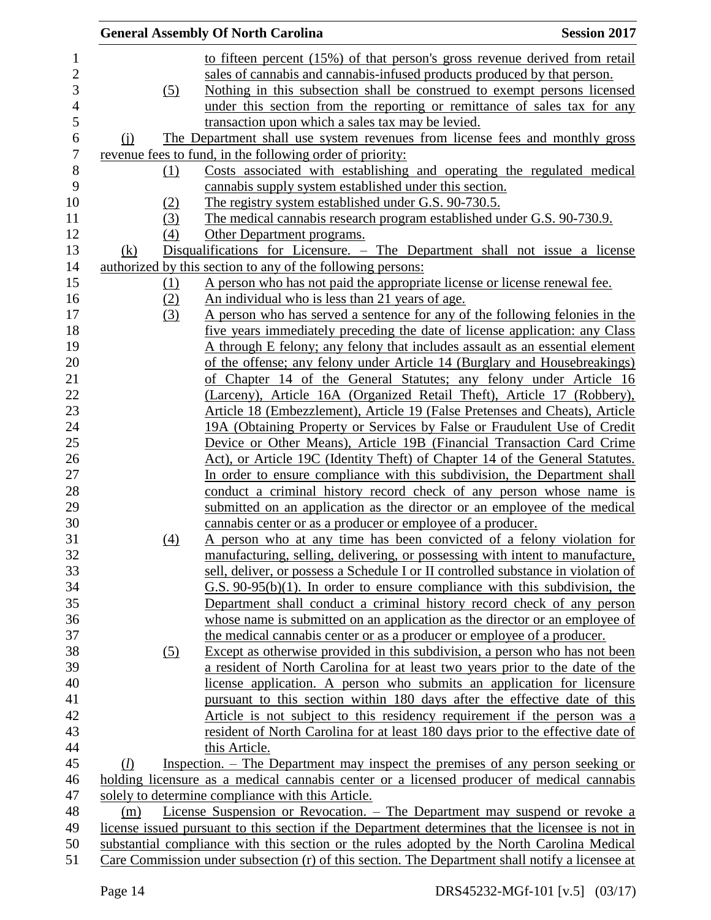to fifteen percent (15%) of that person's gross revenue derived from retail sales of cannabis and cannabis-infused products produced by that person.

(5) Nothing in this subsection shall be construed to exempt persons licensed under this section from the reporting or remittance of sales tax for any transaction upon which a sales tax may be levied.

(j) The Department shall use system revenues from license fees and monthly gross revenue fees to fund, in the following order of priority:

(1) Costs associated with establishing and operating the regulated medical cannabis supply system established under this section.

(2) The registry system established under G.S. 90-730.5.

(3) The medical cannabis research program established under G.S. 90-730.9.

(4) Other Department programs.

(k) Disqualifications for Licensure. – The Department shall not issue a license authorized by this section to any of the following persons:

(1) A person who has not paid the appropriate license or license renewal fee.

(2) An individual who is less than 21 years of age.

(3) A person who has served a sentence for any of the following felonies in the five years immediately preceding the date of license application: any Class A through E felony; any felony that includes assault as an essential element of the offense; any felony under Article 14 (Burglary and Housebreakings) of Chapter 14 of the General Statutes; any felony under Article 16 (Larceny), Article 16A (Organized Retail Theft), Article 17 (Robbery), Article 18 (Embezzlement), Article 19 (False Pretenses and Cheats), Article 19A (Obtaining Property or Services by False or Fraudulent Use of Credit Device or Other Means), Article 19B (Financial Transaction Card Crime Act), or Article 19C (Identity Theft) of Chapter 14 of the General Statutes. In order to ensure compliance with this subdivision, the Department shall conduct a criminal history record check of any person whose name is submitted on an application as the director or an employee of the medical cannabis center or as a producer or employee of a producer.

(4) A person who at any time has been convicted of a felony violation for manufacturing, selling, delivering, or possessing with intent to manufacture, sell, deliver, or possess a Schedule I or II controlled substance in violation of G.S. 90-95(b)(1). In order to ensure compliance with this subdivision, the Department shall conduct a criminal history record check of any person whose name is submitted on an application as the director or an employee of the medical cannabis center or as a producer or employee of a producer.

(5) Except as otherwise provided in this subdivision, a person who has not been a resident of North Carolina for at least two years prior to the date of the license application. A person who submits an application for licensure pursuant to this section within 180 days after the effective date of this Article is not subject to this residency requirement if the person was a resident of North Carolina for at least 180 days prior to the effective date of this Article.

(*l*) Inspection. – The Department may inspect the premises of any person seeking or holding licensure as a medical cannabis center or a licensed producer of medical cannabis solely to determine compliance with this Article.

(m) License Suspension or Revocation. – The Department may suspend or revoke a license issued pursuant to this section if the Department determines that the licensee is not in substantial compliance with this section or the rules adopted by the North Carolina Medical Care Commission under subsection (r) of this section. The Department shall notify a licensee at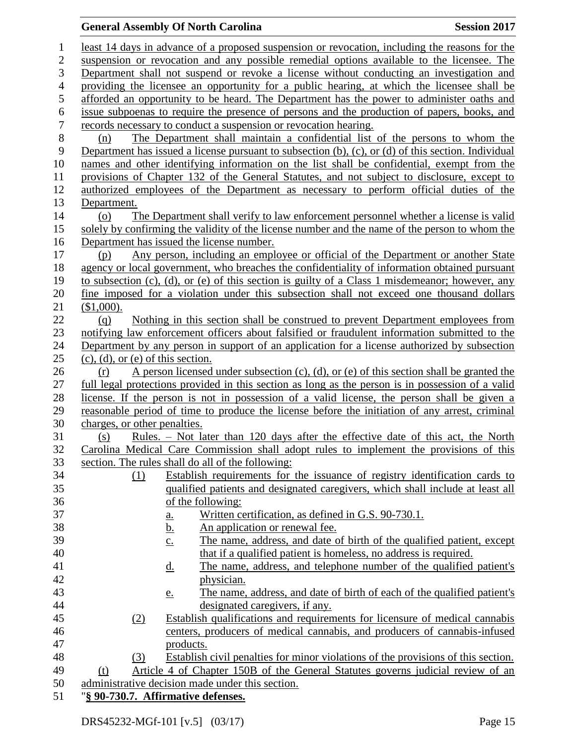least 14 days in advance of a proposed suspension or revocation, including the reasons for the suspension or revocation and any possible remedial options available to the licensee. The Department shall not suspend or revoke a license without conducting an investigation and providing the licensee an opportunity for a public hearing, at which the licensee shall be afforded an opportunity to be heard. The Department has the power to administer oaths and issue subpoenas to require the presence of persons and the production of papers, books, and records necessary to conduct a suspension or revocation hearing.

(n) The Department shall maintain a confidential list of the persons to whom the Department has issued a license pursuant to subsection (b), (c), or (d) of this section. Individual names and other identifying information on the list shall be confidential, exempt from the provisions of Chapter 132 of the General Statutes, and not subject to disclosure, except to authorized employees of the Department as necessary to perform official duties of the Department.

(o) The Department shall verify to law enforcement personnel whether a license is valid solely by confirming the validity of the license number and the name of the person to whom the Department has issued the license number.

(p) Any person, including an employee or official of the Department or another State agency or local government, who breaches the confidentiality of information obtained pursuant to subsection (c), (d), or (e) of this section is guilty of a Class 1 misdemeanor; however, any fine imposed for a violation under this subsection shall not exceed one thousand dollars ($1,000).

(q) Nothing in this section shall be construed to prevent Department employees from notifying law enforcement officers about falsified or fraudulent information submitted to the Department by any person in support of an application for a license authorized by subsection (c), (d), or (e) of this section.

(r) A person licensed under subsection (c), (d), or (e) of this section shall be granted the full legal protections provided in this section as long as the person is in possession of a valid license. If the person is not in possession of a valid license, the person shall be given a reasonable period of time to produce the license before the initiation of any arrest, criminal charges, or other penalties.

(s) Rules. – Not later than 120 days after the effective date of this act, the North Carolina Medical Care Commission shall adopt rules to implement the provisions of this section. The rules shall do all of the following:

(1) Establish requirements for the issuance of registry identification cards to qualified patients and designated caregivers, which shall include at least all of the following:
  a. Written certification, as defined in G.S. 90-730.1.
  b. An application or renewal fee.
  c. The name, address, and date of birth of the qualified patient, except that if a qualified patient is homeless, no address is required.
  d. The name, address, and telephone number of the qualified patient's physician.
  e. The name, address, and date of birth of each of the qualified patient's designated caregivers, if any.

(2) Establish qualifications and requirements for licensure of medical cannabis centers, producers of medical cannabis, and producers of cannabis-infused products.

(3) Establish civil penalties for minor violations of the provisions of this section.

(t) Article 4 of Chapter 150B of the General Statutes governs judicial review of an administrative decision made under this section.

"**§ 90-730.7. Affirmative defenses.**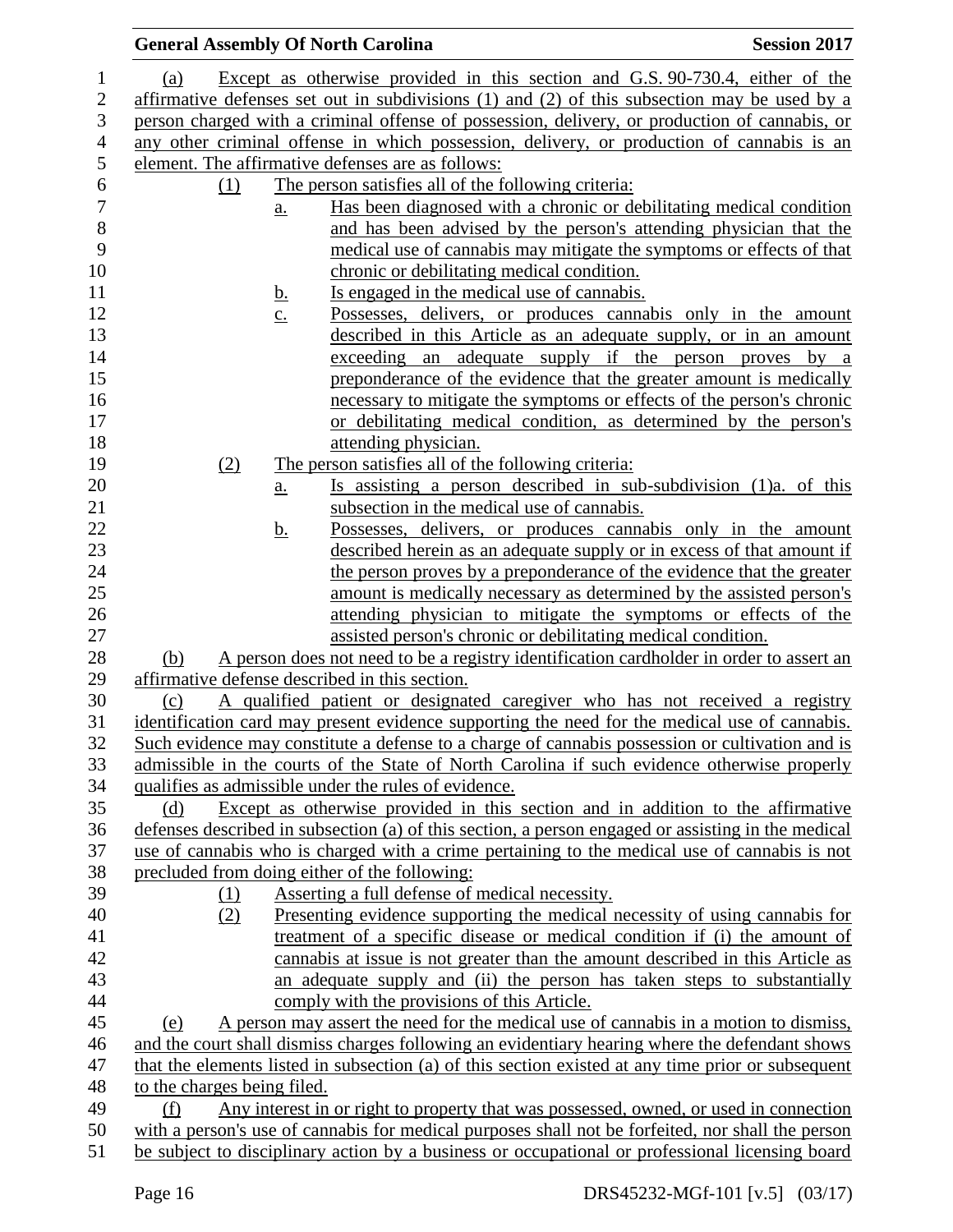(a) Except as otherwise provided in this section and G.S. 90-730.4, either of the affirmative defenses set out in subdivisions (1) and (2) of this subsection may be used by a person charged with a criminal offense of possession, delivery, or production of cannabis, or any other criminal offense in which possession, delivery, or production of cannabis is an element. The affirmative defenses are as follows:

- (1) The person satisfies all of the following criteria:
  - a. Has been diagnosed with a chronic or debilitating medical condition and has been advised by the person's attending physician that the medical use of cannabis may mitigate the symptoms or effects of that chronic or debilitating medical condition.
  - b. Is engaged in the medical use of cannabis.
  - c. Possesses, delivers, or produces cannabis only in the amount described in this Article as an adequate supply, or in an amount exceeding an adequate supply if the person proves by a preponderance of the evidence that the greater amount is medically necessary to mitigate the symptoms or effects of the person's chronic or debilitating medical condition, as determined by the person's attending physician.
- (2) The person satisfies all of the following criteria:
  - a. Is assisting a person described in sub-subdivision (1)a. of this subsection in the medical use of cannabis.
  - b. Possesses, delivers, or produces cannabis only in the amount described herein as an adequate supply or in excess of that amount if the person proves by a preponderance of the evidence that the greater amount is medically necessary as determined by the assisted person's attending physician to mitigate the symptoms or effects of the assisted person's chronic or debilitating medical condition.

(b) A person does not need to be a registry identification cardholder in order to assert an affirmative defense described in this section.

(c) A qualified patient or designated caregiver who has not received a registry identification card may present evidence supporting the need for the medical use of cannabis. Such evidence may constitute a defense to a charge of cannabis possession or cultivation and is admissible in the courts of the State of North Carolina if such evidence otherwise properly qualifies as admissible under the rules of evidence.

(d) Except as otherwise provided in this section and in addition to the affirmative defenses described in subsection (a) of this section, a person engaged or assisting in the medical use of cannabis who is charged with a crime pertaining to the medical use of cannabis is not precluded from doing either of the following:

- (1) Asserting a full defense of medical necessity.
- (2) Presenting evidence supporting the medical necessity of using cannabis for treatment of a specific disease or medical condition if (i) the amount of cannabis at issue is not greater than the amount described in this Article as an adequate supply and (ii) the person has taken steps to substantially comply with the provisions of this Article.

(e) A person may assert the need for the medical use of cannabis in a motion to dismiss, and the court shall dismiss charges following an evidentiary hearing where the defendant shows that the elements listed in subsection (a) of this section existed at any time prior or subsequent to the charges being filed.

(f) Any interest in or right to property that was possessed, owned, or used in connection with a person's use of cannabis for medical purposes shall not be forfeited, nor shall the person be subject to disciplinary action by a business or occupational or professional licensing board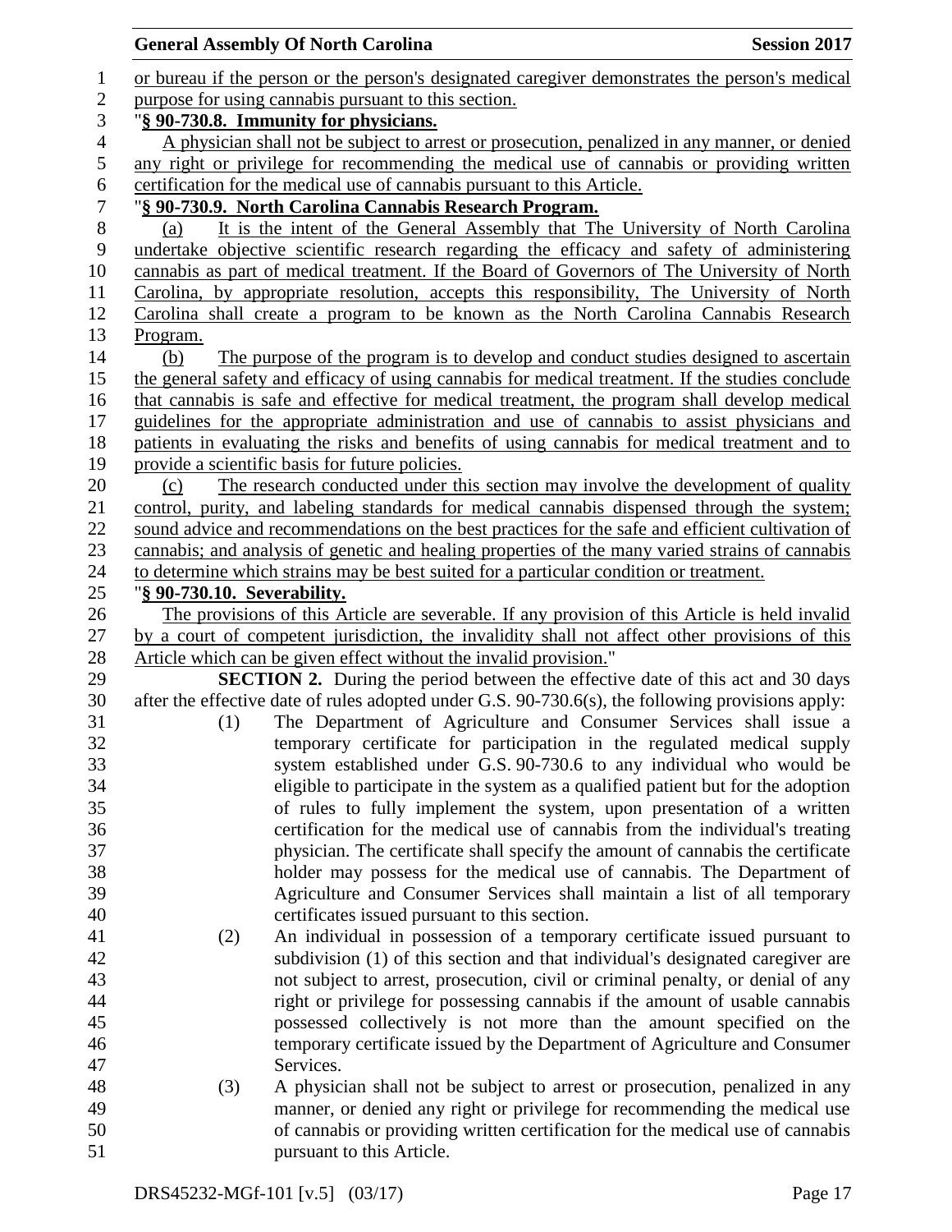or bureau if the person or the person's designated caregiver demonstrates the person's medical purpose for using cannabis pursuant to this section.

"**§ 90-730.8. Immunity for physicians.**

A physician shall not be subject to arrest or prosecution, penalized in any manner, or denied any right or privilege for recommending the medical use of cannabis or providing written certification for the medical use of cannabis pursuant to this Article.

"**§ 90-730.9. North Carolina Cannabis Research Program.**

(a) It is the intent of the General Assembly that The University of North Carolina undertake objective scientific research regarding the efficacy and safety of administering cannabis as part of medical treatment. If the Board of Governors of The University of North Carolina, by appropriate resolution, accepts this responsibility, The University of North Carolina shall create a program to be known as the North Carolina Cannabis Research Program.

(b) The purpose of the program is to develop and conduct studies designed to ascertain the general safety and efficacy of using cannabis for medical treatment. If the studies conclude that cannabis is safe and effective for medical treatment, the program shall develop medical guidelines for the appropriate administration and use of cannabis to assist physicians and patients in evaluating the risks and benefits of using cannabis for medical treatment and to provide a scientific basis for future policies.

(c) The research conducted under this section may involve the development of quality control, purity, and labeling standards for medical cannabis dispensed through the system; sound advice and recommendations on the best practices for the safe and efficient cultivation of cannabis; and analysis of genetic and healing properties of the many varied strains of cannabis to determine which strains may be best suited for a particular condition or treatment.

"**§ 90-730.10. Severability.**

The provisions of this Article are severable. If any provision of this Article is held invalid by a court of competent jurisdiction, the invalidity shall not affect other provisions of this Article which can be given effect without the invalid provision."

**SECTION 2.** During the period between the effective date of this act and 30 days after the effective date of rules adopted under G.S. 90-730.6(s), the following provisions apply:

(1) The Department of Agriculture and Consumer Services shall issue a temporary certificate for participation in the regulated medical supply system established under G.S. 90-730.6 to any individual who would be eligible to participate in the system as a qualified patient but for the adoption of rules to fully implement the system, upon presentation of a written certification for the medical use of cannabis from the individual's treating physician. The certificate shall specify the amount of cannabis the certificate holder may possess for the medical use of cannabis. The Department of Agriculture and Consumer Services shall maintain a list of all temporary certificates issued pursuant to this section.

(2) An individual in possession of a temporary certificate issued pursuant to subdivision (1) of this section and that individual's designated caregiver are not subject to arrest, prosecution, civil or criminal penalty, or denial of any right or privilege for possessing cannabis if the amount of usable cannabis possessed collectively is not more than the amount specified on the temporary certificate issued by the Department of Agriculture and Consumer Services.

(3) A physician shall not be subject to arrest or prosecution, penalized in any manner, or denied any right or privilege for recommending the medical use of cannabis or providing written certification for the medical use of cannabis pursuant to this Article.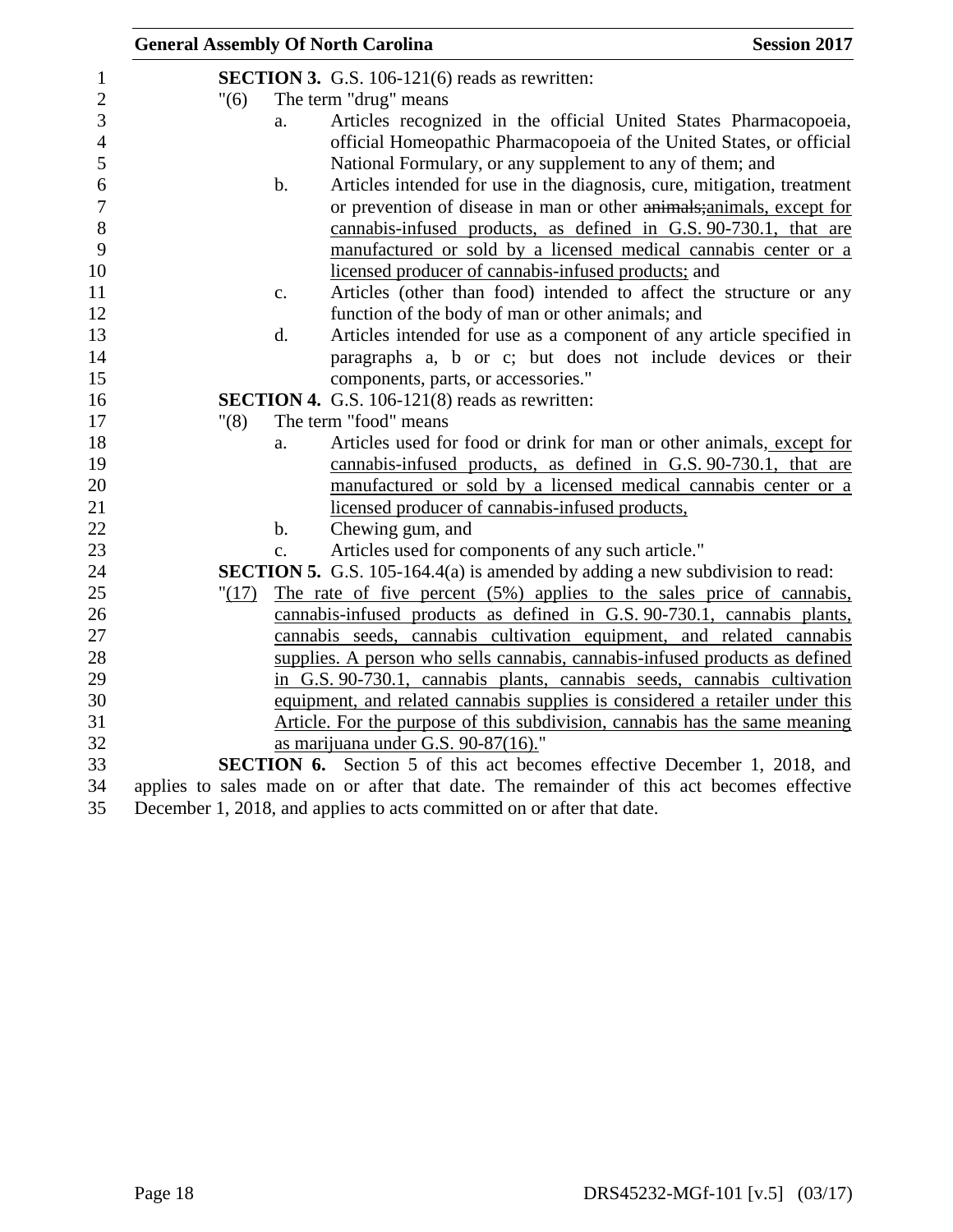**SECTION 3.** G.S. 106-121(6) reads as rewritten:

"(6) The term "drug" means

a. Articles recognized in the official United States Pharmacopoeia, official Homeopathic Pharmacopoeia of the United States, or official National Formulary, or any supplement to any of them; and

b. Articles intended for use in the diagnosis, cure, mitigation, treatment or prevention of disease in man or other ~~animals;~~animals, except for cannabis-infused products, as defined in G.S. 90-730.1, that are manufactured or sold by a licensed medical cannabis center or a licensed producer of cannabis-infused products; and

c. Articles (other than food) intended to affect the structure or any function of the body of man or other animals; and

d. Articles intended for use as a component of any article specified in paragraphs a, b or c; but does not include devices or their components, parts, or accessories."

**SECTION 4.** G.S. 106-121(8) reads as rewritten:

"(8) The term "food" means

a. Articles used for food or drink for man or other animals, except for cannabis-infused products, as defined in G.S. 90-730.1, that are manufactured or sold by a licensed medical cannabis center or a licensed producer of cannabis-infused products,

b. Chewing gum, and

c. Articles used for components of any such article."

**SECTION 5.** G.S. 105-164.4(a) is amended by adding a new subdivision to read:

"(17) The rate of five percent (5%) applies to the sales price of cannabis, cannabis-infused products as defined in G.S. 90-730.1, cannabis plants, cannabis seeds, cannabis cultivation equipment, and related cannabis supplies. A person who sells cannabis, cannabis-infused products as defined in G.S. 90-730.1, cannabis plants, cannabis seeds, cannabis cultivation equipment, and related cannabis supplies is considered a retailer under this Article. For the purpose of this subdivision, cannabis has the same meaning as marijuana under G.S. 90-87(16)."

**SECTION 6.** Section 5 of this act becomes effective December 1, 2018, and applies to sales made on or after that date. The remainder of this act becomes effective December 1, 2018, and applies to acts committed on or after that date.